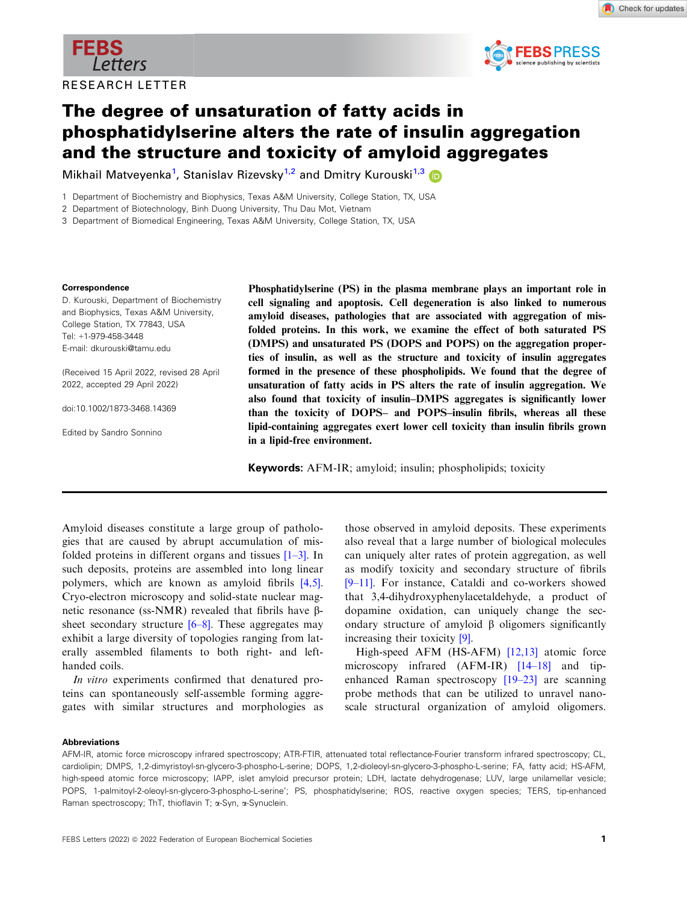RESEARCH LETTER

# The degree of unsaturation of fatty acids in phosphatidylserine alters the rate of insulin aggregation and the structure and toxicity of amyloid aggregates

Mikhail Matveyenka[1], Stanislav Rizevsky[1,2] and Dmitry Kurouski[1,3]

1 Department of Biochemistry and Biophysics, Texas A&M University, College Station, TX, USA
2 Department of Biotechnology, Binh Duong University, Thu Dau Mot, Vietnam
3 Department of Biomedical Engineering, Texas A&M University, College Station, TX, USA

**Correspondence**
D. Kurouski, Department of Biochemistry and Biophysics, Texas A&M University, College Station, TX 77843, USA
Tel: +1-979-458-3448
E-mail: dkurouski@tamu.edu

(Received 15 April 2022, revised 28 April 2022, accepted 29 April 2022)

doi:10.1002/1873-3468.14369

Edited by Sandro Sonnino

**Phosphatidylserine (PS) in the plasma membrane plays an important role in cell signaling and apoptosis. Cell degeneration is also linked to numerous amyloid diseases, pathologies that are associated with aggregation of misfolded proteins. In this work, we examine the effect of both saturated PS (DMPS) and unsaturated PS (DOPS and POPS) on the aggregation properties of insulin, as well as the structure and toxicity of insulin aggregates formed in the presence of these phospholipids. We found that the degree of unsaturation of fatty acids in PS alters the rate of insulin aggregation. We also found that toxicity of insulin–DMPS aggregates is significantly lower than the toxicity of DOPS– and POPS–insulin fibrils, whereas all these lipid-containing aggregates exert lower cell toxicity than insulin fibrils grown in a lipid-free environment.**

**Keywords:** AFM-IR; amyloid; insulin; phospholipids; toxicity

Amyloid diseases constitute a large group of pathologies that are caused by abrupt accumulation of misfolded proteins in different organs and tissues [1–3]. In such deposits, proteins are assembled into long linear polymers, which are known as amyloid fibrils [4,5]. Cryo-electron microscopy and solid-state nuclear magnetic resonance (ss-NMR) revealed that fibrils have β-sheet secondary structure [6–8]. These aggregates may exhibit a large diversity of topologies ranging from laterally assembled filaments to both right- and left-handed coils.

*In vitro* experiments confirmed that denatured proteins can spontaneously self-assemble forming aggregates with similar structures and morphologies as those observed in amyloid deposits. These experiments also reveal that a large number of biological molecules can uniquely alter rates of protein aggregation, as well as modify toxicity and secondary structure of fibrils [9–11]. For instance, Cataldi and co-workers showed that 3,4-dihydroxyphenylacetaldehyde, a product of dopamine oxidation, can uniquely change the secondary structure of amyloid β oligomers significantly increasing their toxicity [9].

High-speed AFM (HS-AFM) [12,13] atomic force microscopy infrared (AFM-IR) [14–18] and tip-enhanced Raman spectroscopy [19–23] are scanning probe methods that can be utilized to unravel nanoscale structural organization of amyloid oligomers.

**Abbreviations**
AFM-IR, atomic force microscopy infrared spectroscopy; ATR-FTIR, attenuated total reflectance-Fourier transform infrared spectroscopy; CL, cardiolipin; DMPS, 1,2-dimyristoyl-sn-glycero-3-phospho-L-serine; DOPS, 1,2-dioleoyl-sn-glycero-3-phospho-L-serine; FA, fatty acid; HS-AFM, high-speed atomic force microscopy; IAPP, islet amyloid precursor protein; LDH, lactate dehydrogenase; LUV, large unilamellar vesicle; POPS, 1-palmitoyl-2-oleoyl-sn-glycero-3-phospho-L-serine'; PS, phosphatidylserine; ROS, reactive oxygen species; TERS, tip-enhanced Raman spectroscopy; ThT, thioflavin T; α-Syn, α-Synuclein.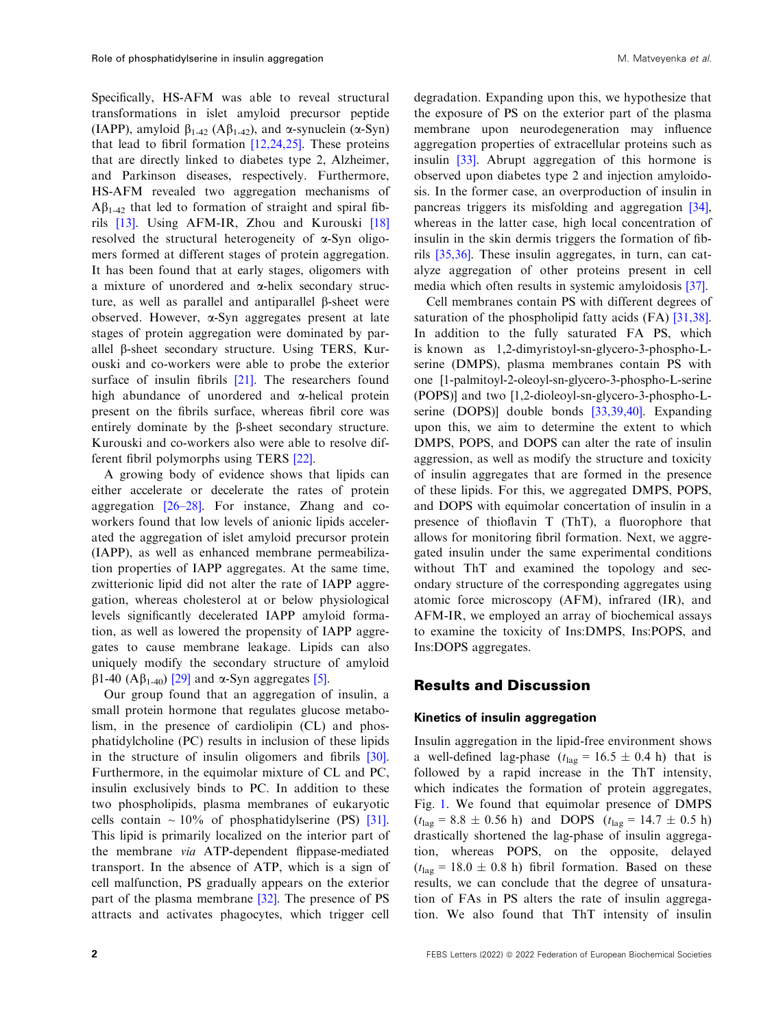Specifically, HS-AFM was able to reveal structural transformations in islet amyloid precursor peptide (IAPP), amyloid $\beta_{1\text{-}42}$ ($A\beta_{1\text{-}42}$), and α-synuclein (α-Syn) that lead to fibril formation [12,24,25]. These proteins that are directly linked to diabetes type 2, Alzheimer, and Parkinson diseases, respectively. Furthermore, HS-AFM revealed two aggregation mechanisms of $A\beta_{1\text{-}42}$ that led to formation of straight and spiral fibrils [13]. Using AFM-IR, Zhou and Kurouski [18] resolved the structural heterogeneity of α-Syn oligomers formed at different stages of protein aggregation. It has been found that at early stages, oligomers with a mixture of unordered and α-helix secondary structure, as well as parallel and antiparallel β-sheet were observed. However, α-Syn aggregates present at late stages of protein aggregation were dominated by parallel β-sheet secondary structure. Using TERS, Kurouski and co-workers were able to probe the exterior surface of insulin fibrils [21]. The researchers found high abundance of unordered and α-helical protein present on the fibrils surface, whereas fibril core was entirely dominate by the β-sheet secondary structure. Kurouski and co-workers also were able to resolve different fibril polymorphs using TERS [22].

A growing body of evidence shows that lipids can either accelerate or decelerate the rates of protein aggregation [26–28]. For instance, Zhang and co-workers found that low levels of anionic lipids accelerated the aggregation of islet amyloid precursor protein (IAPP), as well as enhanced membrane permeabilization properties of IAPP aggregates. At the same time, zwitterionic lipid did not alter the rate of IAPP aggregation, whereas cholesterol at or below physiological levels significantly decelerated IAPP amyloid formation, as well as lowered the propensity of IAPP aggregates to cause membrane leakage. Lipids can also uniquely modify the secondary structure of amyloid β1-40 ($A\beta_{1\text{-}40}$) [29] and α-Syn aggregates [5].

Our group found that an aggregation of insulin, a small protein hormone that regulates glucose metabolism, in the presence of cardiolipin (CL) and phosphatidylcholine (PC) results in inclusion of these lipids in the structure of insulin oligomers and fibrils [30]. Furthermore, in the equimolar mixture of CL and PC, insulin exclusively binds to PC. In addition to these two phospholipids, plasma membranes of eukaryotic cells contain ~ 10% of phosphatidylserine (PS) [31]. This lipid is primarily localized on the interior part of the membrane *via* ATP-dependent flippase-mediated transport. In the absence of ATP, which is a sign of cell malfunction, PS gradually appears on the exterior part of the plasma membrane [32]. The presence of PS attracts and activates phagocytes, which trigger cell degradation. Expanding upon this, we hypothesize that the exposure of PS on the exterior part of the plasma membrane upon neurodegeneration may influence aggregation properties of extracellular proteins such as insulin [33]. Abrupt aggregation of this hormone is observed upon diabetes type 2 and injection amyloidosis. In the former case, an overproduction of insulin in pancreas triggers its misfolding and aggregation [34], whereas in the latter case, high local concentration of insulin in the skin dermis triggers the formation of fibrils [35,36]. These insulin aggregates, in turn, can catalyze aggregation of other proteins present in cell media which often results in systemic amyloidosis [37].

Cell membranes contain PS with different degrees of saturation of the phospholipid fatty acids (FA) [31,38]. In addition to the fully saturated FA PS, which is known as 1,2-dimyristoyl-sn-glycero-3-phospho-L-serine (DMPS), plasma membranes contain PS with one [1-palmitoyl-2-oleoyl-sn-glycero-3-phospho-L-serine (POPS)] and two [1,2-dioleoyl-sn-glycero-3-phospho-L-serine (DOPS)] double bonds [33,39,40]. Expanding upon this, we aim to determine the extent to which DMPS, POPS, and DOPS can alter the rate of insulin aggression, as well as modify the structure and toxicity of insulin aggregates that are formed in the presence of these lipids. For this, we aggregated DMPS, POPS, and DOPS with equimolar concertation of insulin in a presence of thioflavin T (ThT), a fluorophore that allows for monitoring fibril formation. Next, we aggregated insulin under the same experimental conditions without ThT and examined the topology and secondary structure of the corresponding aggregates using atomic force microscopy (AFM), infrared (IR), and AFM-IR, we employed an array of biochemical assays to examine the toxicity of Ins:DMPS, Ins:POPS, and Ins:DOPS aggregates.

## Results and Discussion

### Kinetics of insulin aggregation

Insulin aggregation in the lipid-free environment shows a well-defined lag-phase ($t_{lag} = 16.5 \pm 0.4$ h) that is followed by a rapid increase in the ThT intensity, which indicates the formation of protein aggregates, Fig. 1. We found that equimolar presence of DMPS ($t_{lag} = 8.8 \pm 0.56$ h) and DOPS ($t_{lag} = 14.7 \pm 0.5$ h) drastically shortened the lag-phase of insulin aggregation, whereas POPS, on the opposite, delayed ($t_{lag} = 18.0 \pm 0.8$ h) fibril formation. Based on these results, we can conclude that the degree of unsaturation of FAs in PS alters the rate of insulin aggregation. We also found that ThT intensity of insulin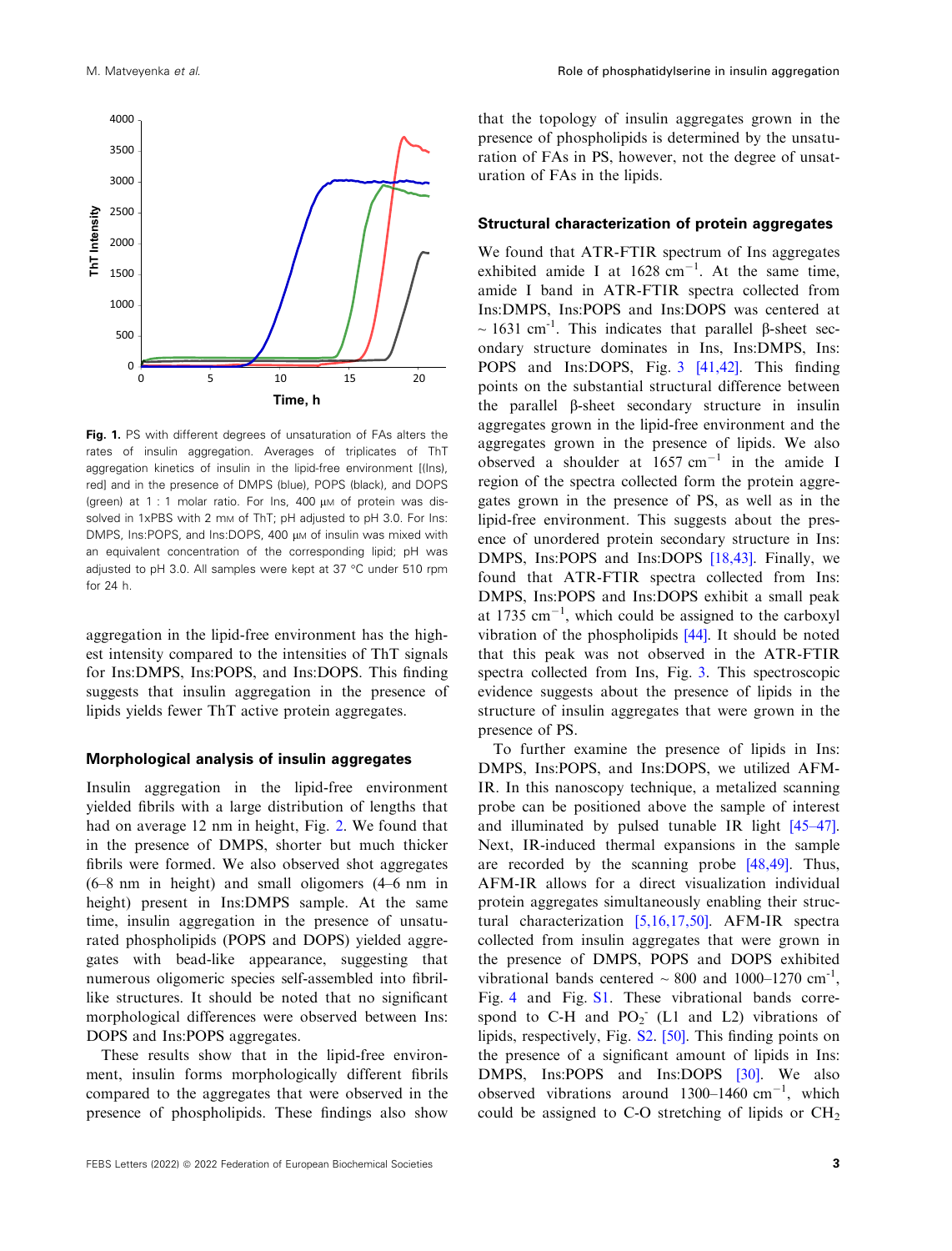**Fig. 1.** PS with different degrees of unsaturation of FAs alters the rates of insulin aggregation. Averages of triplicates of ThT aggregation kinetics of insulin in the lipid-free environment [(Ins), red] and in the presence of DMPS (blue), POPS (black), and DOPS (green) at 1 : 1 molar ratio. For Ins, 400 μM of protein was dissolved in 1xPBS with 2 mM of ThT; pH adjusted to pH 3.0. For Ins:DMPS, Ins:POPS, and Ins:DOPS, 400 μM of insulin was mixed with an equivalent concentration of the corresponding lipid; pH was adjusted to pH 3.0. All samples were kept at 37 °C under 510 rpm for 24 h.

aggregation in the lipid-free environment has the highest intensity compared to the intensities of ThT signals for Ins:DMPS, Ins:POPS, and Ins:DOPS. This finding suggests that insulin aggregation in the presence of lipids yields fewer ThT active protein aggregates.

### Morphological analysis of insulin aggregates

Insulin aggregation in the lipid-free environment yielded fibrils with a large distribution of lengths that had on average 12 nm in height, Fig. 2. We found that in the presence of DMPS, shorter but much thicker fibrils were formed. We also observed shot aggregates (6–8 nm in height) and small oligomers (4–6 nm in height) present in Ins:DMPS sample. At the same time, insulin aggregation in the presence of unsaturated phospholipids (POPS and DOPS) yielded aggregates with bead-like appearance, suggesting that numerous oligomeric species self-assembled into fibril-like structures. It should be noted that no significant morphological differences were observed between Ins:DOPS and Ins:POPS aggregates.

These results show that in the lipid-free environment, insulin forms morphologically different fibrils compared to the aggregates that were observed in the presence of phospholipids. These findings also show that the topology of insulin aggregates grown in the presence of phospholipids is determined by the unsaturation of FAs in PS, however, not the degree of unsaturation of FAs in the lipids.

### Structural characterization of protein aggregates

We found that ATR-FTIR spectrum of Ins aggregates exhibited amide I at 1628 $cm^{-1}$. At the same time, amide I band in ATR-FTIR spectra collected from Ins:DMPS, Ins:POPS and Ins:DOPS was centered at ~ 1631 $cm^{-1}$. This indicates that parallel β-sheet secondary structure dominates in Ins, Ins:DMPS, Ins:POPS and Ins:DOPS, Fig. 3 [41,42]. This finding points on the substantial structural difference between the parallel β-sheet secondary structure in insulin aggregates grown in the lipid-free environment and the aggregates grown in the presence of lipids. We also observed a shoulder at 1657 $cm^{-1}$ in the amide I region of the spectra collected form the protein aggregates grown in the presence of PS, as well as in the lipid-free environment. This suggests about the presence of unordered protein secondary structure in Ins:DMPS, Ins:POPS and Ins:DOPS [18,43]. Finally, we found that ATR-FTIR spectra collected from Ins:DMPS, Ins:POPS and Ins:DOPS exhibit a small peak at 1735 $cm^{-1}$, which could be assigned to the carboxyl vibration of the phospholipids [44]. It should be noted that this peak was not observed in the ATR-FTIR spectra collected from Ins, Fig. 3. This spectroscopic evidence suggests about the presence of lipids in the structure of insulin aggregates that were grown in the presence of PS.

To further examine the presence of lipids in Ins:DMPS, Ins:POPS, and Ins:DOPS, we utilized AFM-IR. In this nanoscopy technique, a metalized scanning probe can be positioned above the sample of interest and illuminated by pulsed tunable IR light [45–47]. Next, IR-induced thermal expansions in the sample are recorded by the scanning probe [48,49]. Thus, AFM-IR allows for a direct visualization individual protein aggregates simultaneously enabling their structural characterization [5,16,17,50]. AFM-IR spectra collected from insulin aggregates that were grown in the presence of DMPS, POPS and DOPS exhibited vibrational bands centered ~ 800 and 1000–1270 $cm^{-1}$, Fig. 4 and Fig. S1. These vibrational bands correspond to C-H and $PO_2^-$ (L1 and L2) vibrations of lipids, respectively, Fig. S2. [50]. This finding points on the presence of a significant amount of lipids in Ins:DMPS, Ins:POPS and Ins:DOPS [30]. We also observed vibrations around 1300–1460 $cm^{-1}$, which could be assigned to C-O stretching of lipids or $CH_2$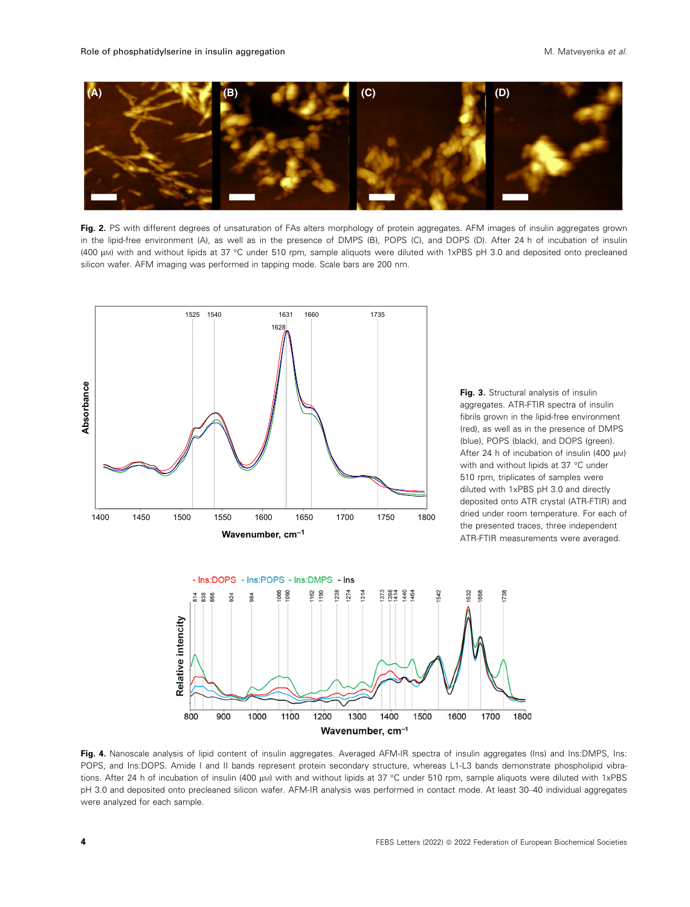**Fig. 2.** PS with different degrees of unsaturation of FAs alters morphology of protein aggregates. AFM images of insulin aggregates grown in the lipid-free environment (A), as well as in the presence of DMPS (B), POPS (C), and DOPS (D). After 24 h of incubation of insulin (400 μM) with and without lipids at 37 °C under 510 rpm, sample aliquots were diluted with 1xPBS pH 3.0 and deposited onto precleaned silicon wafer. AFM imaging was performed in tapping mode. Scale bars are 200 nm.

**Fig. 3.** Structural analysis of insulin aggregates. ATR-FTIR spectra of insulin fibrils grown in the lipid-free environment (red), as well as in the presence of DMPS (blue), POPS (black), and DOPS (green). After 24 h of incubation of insulin (400 μM) with and without lipids at 37 °C under 510 rpm, triplicates of samples were diluted with 1xPBS pH 3.0 and directly deposited onto ATR crystal (ATR-FTIR) and dried under room temperature. For each of the presented traces, three independent ATR-FTIR measurements were averaged.

**Fig. 4.** Nanoscale analysis of lipid content of insulin aggregates. Averaged AFM-IR spectra of insulin aggregates (Ins) and Ins:DMPS, Ins:POPS, and Ins:DOPS. Amide I and II bands represent protein secondary structure, whereas L1-L3 bands demonstrate phospholipid vibrations. After 24 h of incubation of insulin (400 μM) with and without lipids at 37 °C under 510 rpm, sample aliquots were diluted with 1xPBS pH 3.0 and deposited onto precleaned silicon wafer. AFM-IR analysis was performed in contact mode. At least 30–40 individual aggregates were analyzed for each sample.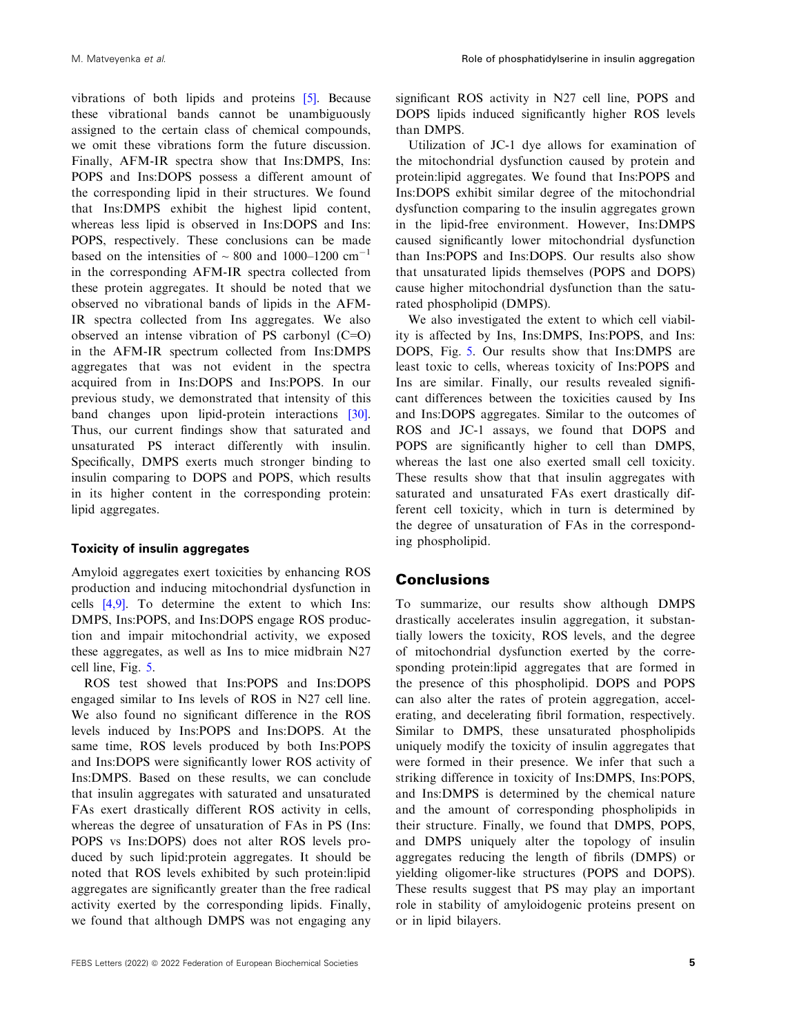vibrations of both lipids and proteins [5]. Because these vibrational bands cannot be unambiguously assigned to the certain class of chemical compounds, we omit these vibrations form the future discussion. Finally, AFM-IR spectra show that Ins:DMPS, Ins:POPS and Ins:DOPS possess a different amount of the corresponding lipid in their structures. We found that Ins:DMPS exhibit the highest lipid content, whereas less lipid is observed in Ins:DOPS and Ins:POPS, respectively. These conclusions can be made based on the intensities of ~ 800 and 1000–1200 $cm^{-1}$ in the corresponding AFM-IR spectra collected from these protein aggregates. It should be noted that we observed no vibrational bands of lipids in the AFM-IR spectra collected from Ins aggregates. We also observed an intense vibration of PS carbonyl (C=O) in the AFM-IR spectrum collected from Ins:DMPS aggregates that was not evident in the spectra acquired from in Ins:DOPS and Ins:POPS. In our previous study, we demonstrated that intensity of this band changes upon lipid-protein interactions [30]. Thus, our current findings show that saturated and unsaturated PS interact differently with insulin. Specifically, DMPS exerts much stronger binding to insulin comparing to DOPS and POPS, which results in its higher content in the corresponding protein:lipid aggregates.

### Toxicity of insulin aggregates

Amyloid aggregates exert toxicities by enhancing ROS production and inducing mitochondrial dysfunction in cells [4,9]. To determine the extent to which Ins:DMPS, Ins:POPS, and Ins:DOPS engage ROS production and impair mitochondrial activity, we exposed these aggregates, as well as Ins to mice midbrain N27 cell line, Fig. 5.

ROS test showed that Ins:POPS and Ins:DOPS engaged similar to Ins levels of ROS in N27 cell line. We also found no significant difference in the ROS levels induced by Ins:POPS and Ins:DOPS. At the same time, ROS levels produced by both Ins:POPS and Ins:DOPS were significantly lower ROS activity of Ins:DMPS. Based on these results, we can conclude that insulin aggregates with saturated and unsaturated FAs exert drastically different ROS activity in cells, whereas the degree of unsaturation of FAs in PS (Ins:POPS vs Ins:DOPS) does not alter ROS levels produced by such lipid:protein aggregates. It should be noted that ROS levels exhibited by such protein:lipid aggregates are significantly greater than the free radical activity exerted by the corresponding lipids. Finally, we found that although DMPS was not engaging any significant ROS activity in N27 cell line, POPS and DOPS lipids induced significantly higher ROS levels than DMPS.

Utilization of JC-1 dye allows for examination of the mitochondrial dysfunction caused by protein and protein:lipid aggregates. We found that Ins:POPS and Ins:DOPS exhibit similar degree of the mitochondrial dysfunction comparing to the insulin aggregates grown in the lipid-free environment. However, Ins:DMPS caused significantly lower mitochondrial dysfunction than Ins:POPS and Ins:DOPS. Our results also show that unsaturated lipids themselves (POPS and DOPS) cause higher mitochondrial dysfunction than the saturated phospholipid (DMPS).

We also investigated the extent to which cell viability is affected by Ins, Ins:DMPS, Ins:POPS, and Ins:DOPS, Fig. 5. Our results show that Ins:DMPS are least toxic to cells, whereas toxicity of Ins:POPS and Ins are similar. Finally, our results revealed significant differences between the toxicities caused by Ins and Ins:DOPS aggregates. Similar to the outcomes of ROS and JC-1 assays, we found that DOPS and POPS are significantly higher to cell than DMPS, whereas the last one also exerted small cell toxicity. These results show that that insulin aggregates with saturated and unsaturated FAs exert drastically different cell toxicity, which in turn is determined by the degree of unsaturation of FAs in the corresponding phospholipid.

## Conclusions

To summarize, our results show although DMPS drastically accelerates insulin aggregation, it substantially lowers the toxicity, ROS levels, and the degree of mitochondrial dysfunction exerted by the corresponding protein:lipid aggregates that are formed in the presence of this phospholipid. DOPS and POPS can also alter the rates of protein aggregation, accelerating, and decelerating fibril formation, respectively. Similar to DMPS, these unsaturated phospholipids uniquely modify the toxicity of insulin aggregates that were formed in their presence. We infer that such a striking difference in toxicity of Ins:DMPS, Ins:POPS, and Ins:DMPS is determined by the chemical nature and the amount of corresponding phospholipids in their structure. Finally, we found that DMPS, POPS, and DMPS uniquely alter the topology of insulin aggregates reducing the length of fibrils (DMPS) or yielding oligomer-like structures (POPS and DOPS). These results suggest that PS may play an important role in stability of amyloidogenic proteins present on or in lipid bilayers.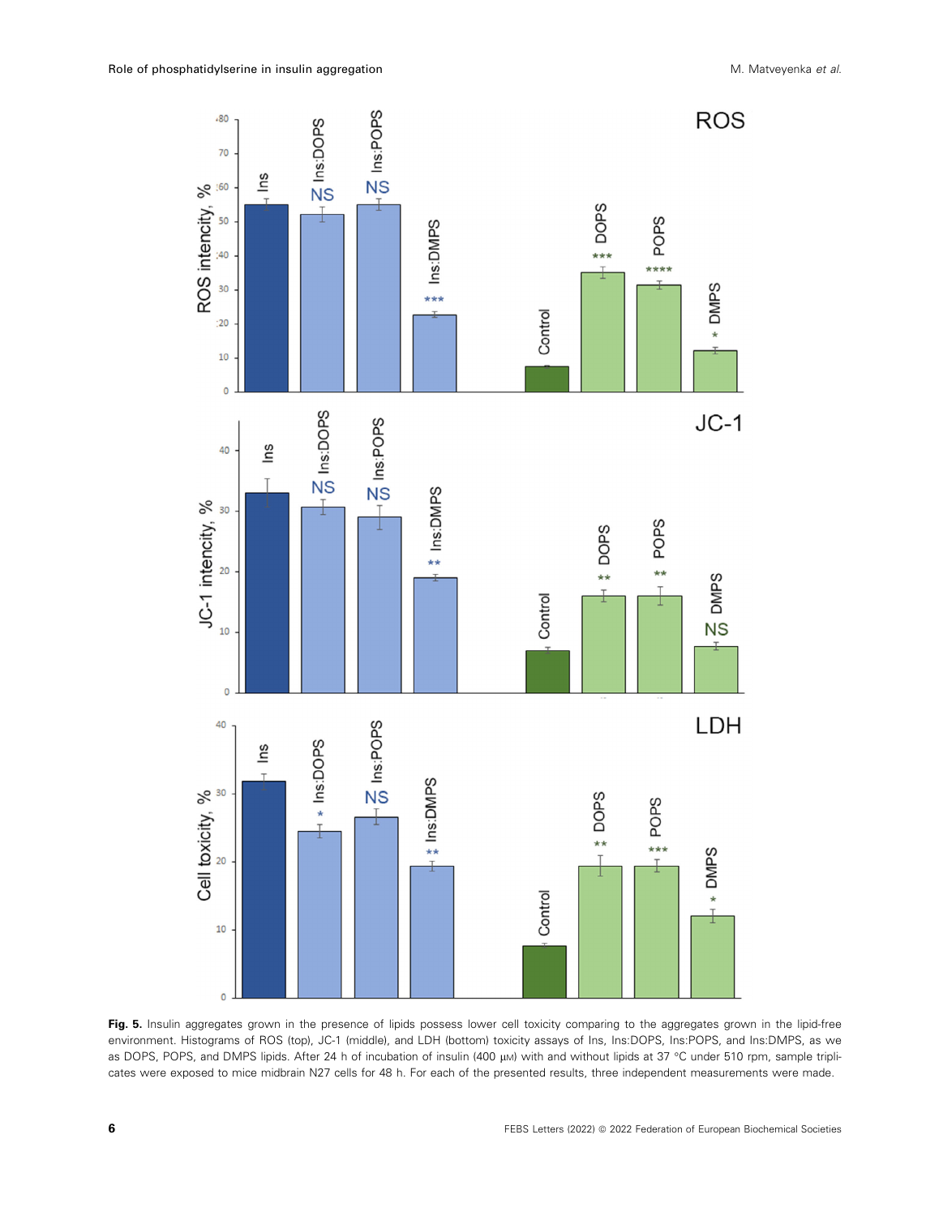**Fig. 5.** Insulin aggregates grown in the presence of lipids possess lower cell toxicity comparing to the aggregates grown in the lipid-free environment. Histograms of ROS (top), JC-1 (middle), and LDH (bottom) toxicity assays of Ins, Ins:DOPS, Ins:POPS, and Ins:DMPS, as we as DOPS, POPS, and DMPS lipids. After 24 h of incubation of insulin (400 µM) with and without lipids at 37 °C under 510 rpm, sample triplicates were exposed to mice midbrain N27 cells for 48 h. For each of the presented results, three independent measurements were made.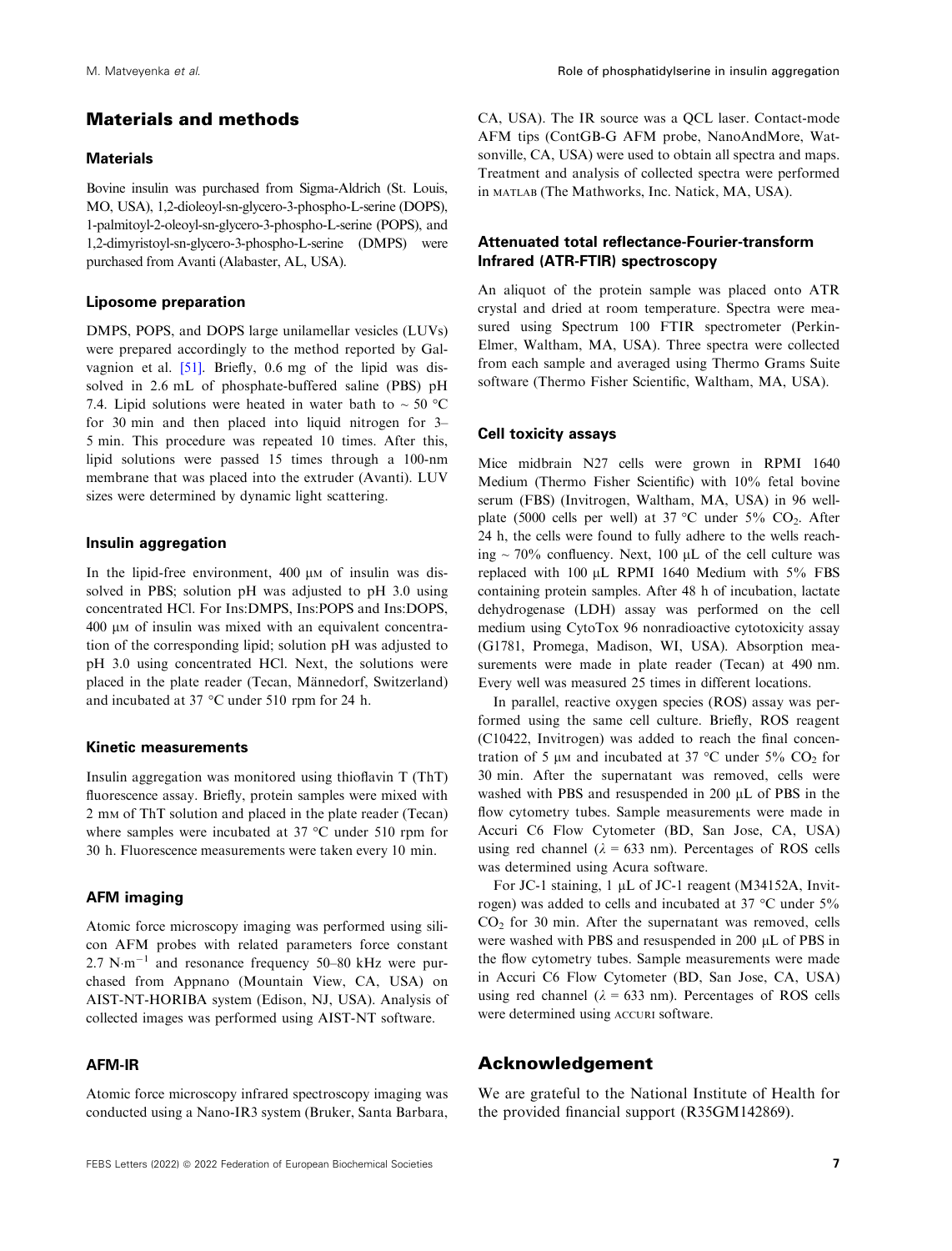## Materials and methods

### Materials

Bovine insulin was purchased from Sigma-Aldrich (St. Louis, MO, USA), 1,2-dioleoyl-sn-glycero-3-phospho-L-serine (DOPS), 1-palmitoyl-2-oleoyl-sn-glycero-3-phospho-L-serine (POPS), and 1,2-dimyristoyl-sn-glycero-3-phospho-L-serine (DMPS) were purchased from Avanti (Alabaster, AL, USA).

### Liposome preparation

DMPS, POPS, and DOPS large unilamellar vesicles (LUVs) were prepared accordingly to the method reported by Galvagnion et al. [51]. Briefly, 0.6 mg of the lipid was dissolved in 2.6 mL of phosphate-buffered saline (PBS) pH 7.4. Lipid solutions were heated in water bath to ~ 50 °C for 30 min and then placed into liquid nitrogen for 3–5 min. This procedure was repeated 10 times. After this, lipid solutions were passed 15 times through a 100-nm membrane that was placed into the extruder (Avanti). LUV sizes were determined by dynamic light scattering.

### Insulin aggregation

In the lipid-free environment, 400 μM of insulin was dissolved in PBS; solution pH was adjusted to pH 3.0 using concentrated HCl. For Ins:DMPS, Ins:POPS and Ins:DOPS, 400 μM of insulin was mixed with an equivalent concentration of the corresponding lipid; solution pH was adjusted to pH 3.0 using concentrated HCl. Next, the solutions were placed in the plate reader (Tecan, Männedorf, Switzerland) and incubated at 37 °C under 510 rpm for 24 h.

### Kinetic measurements

Insulin aggregation was monitored using thioflavin T (ThT) fluorescence assay. Briefly, protein samples were mixed with 2 mM of ThT solution and placed in the plate reader (Tecan) where samples were incubated at 37 °C under 510 rpm for 30 h. Fluorescence measurements were taken every 10 min.

### AFM imaging

Atomic force microscopy imaging was performed using silicon AFM probes with related parameters force constant 2.7 $N \cdot m^{-1}$ and resonance frequency 50–80 kHz were purchased from Appnano (Mountain View, CA, USA) on AIST-NT-HORIBA system (Edison, NJ, USA). Analysis of collected images was performed using AIST-NT software.

### AFM-IR

Atomic force microscopy infrared spectroscopy imaging was conducted using a Nano-IR3 system (Bruker, Santa Barbara, CA, USA). The IR source was a QCL laser. Contact-mode AFM tips (ContGB-G AFM probe, NanoAndMore, Watsonville, CA, USA) were used to obtain all spectra and maps. Treatment and analysis of collected spectra were performed in MATLAB (The Mathworks, Inc. Natick, MA, USA).

### Attenuated total reflectance-Fourier-transform Infrared (ATR-FTIR) spectroscopy

An aliquot of the protein sample was placed onto ATR crystal and dried at room temperature. Spectra were measured using Spectrum 100 FTIR spectrometer (Perkin-Elmer, Waltham, MA, USA). Three spectra were collected from each sample and averaged using Thermo Grams Suite software (Thermo Fisher Scientific, Waltham, MA, USA).

### Cell toxicity assays

Mice midbrain N27 cells were grown in RPMI 1640 Medium (Thermo Fisher Scientific) with 10% fetal bovine serum (FBS) (Invitrogen, Waltham, MA, USA) in 96 well-plate (5000 cells per well) at 37 °C under 5% $CO_2$. After 24 h, the cells were found to fully adhere to the wells reaching ~ 70% confluency. Next, 100 μL of the cell culture was replaced with 100 μL RPMI 1640 Medium with 5% FBS containing protein samples. After 48 h of incubation, lactate dehydrogenase (LDH) assay was performed on the cell medium using CytoTox 96 nonradioactive cytotoxicity assay (G1781, Promega, Madison, WI, USA). Absorption measurements were made in plate reader (Tecan) at 490 nm. Every well was measured 25 times in different locations.

In parallel, reactive oxygen species (ROS) assay was performed using the same cell culture. Briefly, ROS reagent (C10422, Invitrogen) was added to reach the final concentration of 5 μM and incubated at 37 °C under 5% $CO_2$ for 30 min. After the supernatant was removed, cells were washed with PBS and resuspended in 200 μL of PBS in the flow cytometry tubes. Sample measurements were made in Accuri C6 Flow Cytometer (BD, San Jose, CA, USA) using red channel ($\lambda$ = 633 nm). Percentages of ROS cells was determined using Acura software.

For JC-1 staining, 1 μL of JC-1 reagent (M34152A, Invitrogen) was added to cells and incubated at 37 °C under 5% $CO_2$ for 30 min. After the supernatant was removed, cells were washed with PBS and resuspended in 200 μL of PBS in the flow cytometry tubes. Sample measurements were made in Accuri C6 Flow Cytometer (BD, San Jose, CA, USA) using red channel ($\lambda$ = 633 nm). Percentages of ROS cells were determined using ACCURI software.

## Acknowledgement

We are grateful to the National Institute of Health for the provided financial support (R35GM142869).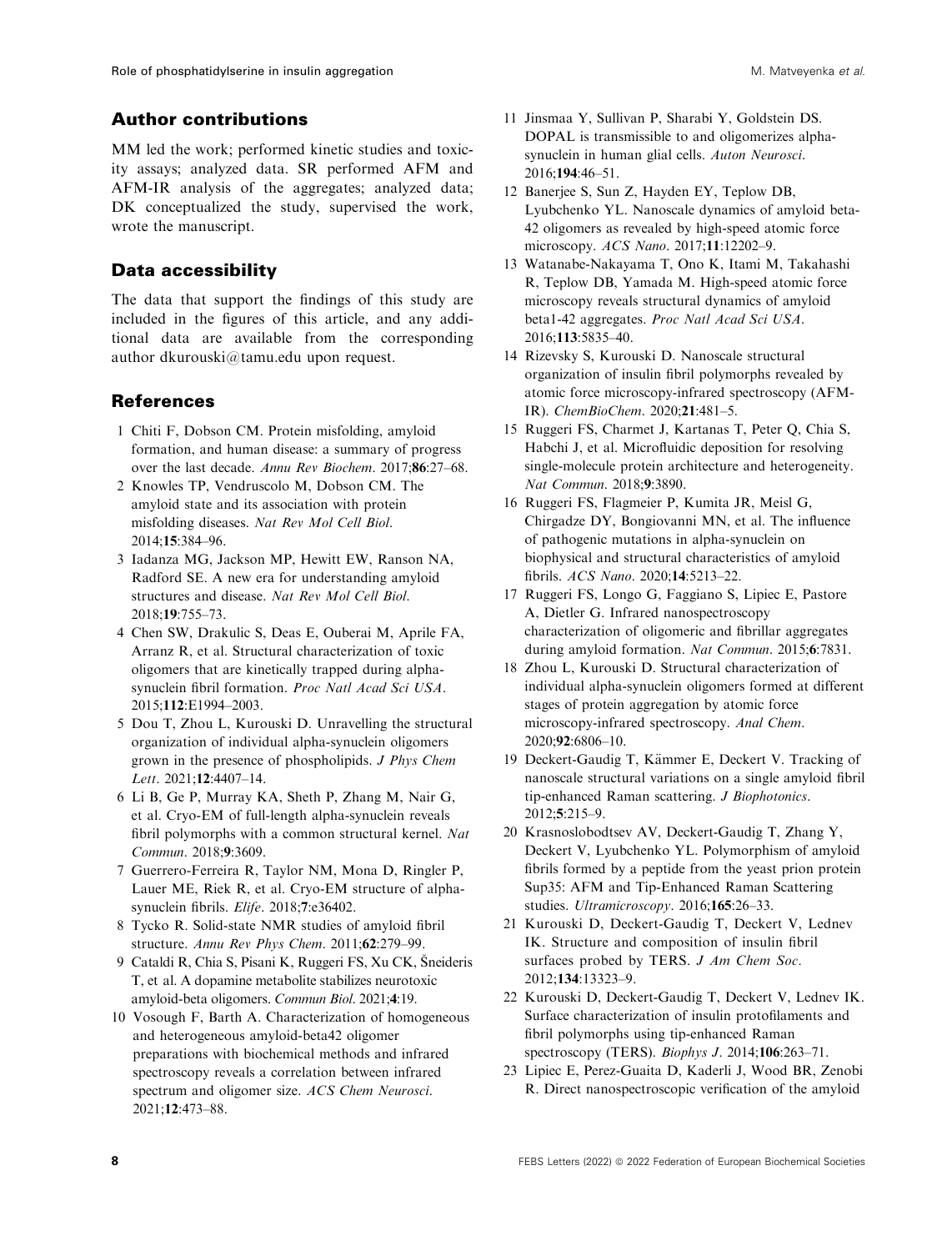## Author contributions

MM led the work; performed kinetic studies and toxicity assays; analyzed data. SR performed AFM and AFM-IR analysis of the aggregates; analyzed data; DK conceptualized the study, supervised the work, wrote the manuscript.

## Data accessibility

The data that support the findings of this study are included in the figures of this article, and any additional data are available from the corresponding author dkurouski@tamu.edu upon request.

## References

1 Chiti F, Dobson CM. Protein misfolding, amyloid formation, and human disease: a summary of progress over the last decade. *Annu Rev Biochem*. 2017;**86**:27–68.

2 Knowles TP, Vendruscolo M, Dobson CM. The amyloid state and its association with protein misfolding diseases. *Nat Rev Mol Cell Biol*. 2014;**15**:384–96.

3 Iadanza MG, Jackson MP, Hewitt EW, Ranson NA, Radford SE. A new era for understanding amyloid structures and disease. *Nat Rev Mol Cell Biol*. 2018;**19**:755–73.

4 Chen SW, Drakulic S, Deas E, Ouberai M, Aprile FA, Arranz R, et al. Structural characterization of toxic oligomers that are kinetically trapped during alpha-synuclein fibril formation. *Proc Natl Acad Sci USA*. 2015;**112**:E1994–2003.

5 Dou T, Zhou L, Kurouski D. Unravelling the structural organization of individual alpha-synuclein oligomers grown in the presence of phospholipids. *J Phys Chem Lett*. 2021;**12**:4407–14.

6 Li B, Ge P, Murray KA, Sheth P, Zhang M, Nair G, et al. Cryo-EM of full-length alpha-synuclein reveals fibril polymorphs with a common structural kernel. *Nat Commun*. 2018;**9**:3609.

7 Guerrero-Ferreira R, Taylor NM, Mona D, Ringler P, Lauer ME, Riek R, et al. Cryo-EM structure of alpha-synuclein fibrils. *Elife*. 2018;**7**:e36402.

8 Tycko R. Solid-state NMR studies of amyloid fibril structure. *Annu Rev Phys Chem*. 2011;**62**:279–99.

9 Cataldi R, Chia S, Pisani K, Ruggeri FS, Xu CK, Šneideris T, et al. A dopamine metabolite stabilizes neurotoxic amyloid-beta oligomers. *Commun Biol*. 2021;**4**:19.

10 Vosough F, Barth A. Characterization of homogeneous and heterogeneous amyloid-beta42 oligomer preparations with biochemical methods and infrared spectroscopy reveals a correlation between infrared spectrum and oligomer size. *ACS Chem Neurosci*. 2021;**12**:473–88.

11 Jinsmaa Y, Sullivan P, Sharabi Y, Goldstein DS. DOPAL is transmissible to and oligomerizes alpha-synuclein in human glial cells. *Auton Neurosci*. 2016;**194**:46–51.

12 Banerjee S, Sun Z, Hayden EY, Teplow DB, Lyubchenko YL. Nanoscale dynamics of amyloid beta-42 oligomers as revealed by high-speed atomic force microscopy. *ACS Nano*. 2017;**11**:12202–9.

13 Watanabe-Nakayama T, Ono K, Itami M, Takahashi R, Teplow DB, Yamada M. High-speed atomic force microscopy reveals structural dynamics of amyloid beta1-42 aggregates. *Proc Natl Acad Sci USA*. 2016;**113**:5835–40.

14 Rizevsky S, Kurouski D. Nanoscale structural organization of insulin fibril polymorphs revealed by atomic force microscopy-infrared spectroscopy (AFM-IR). *ChemBioChem*. 2020;**21**:481–5.

15 Ruggeri FS, Charmet J, Kartanas T, Peter Q, Chia S, Habchi J, et al. Microfluidic deposition for resolving single-molecule protein architecture and heterogeneity. *Nat Commun*. 2018;**9**:3890.

16 Ruggeri FS, Flagmeier P, Kumita JR, Meisl G, Chirgadze DY, Bongiovanni MN, et al. The influence of pathogenic mutations in alpha-synuclein on biophysical and structural characteristics of amyloid fibrils. *ACS Nano*. 2020;**14**:5213–22.

17 Ruggeri FS, Longo G, Faggiano S, Lipiec E, Pastore A, Dietler G. Infrared nanospectroscopy characterization of oligomeric and fibrillar aggregates during amyloid formation. *Nat Commun*. 2015;**6**:7831.

18 Zhou L, Kurouski D. Structural characterization of individual alpha-synuclein oligomers formed at different stages of protein aggregation by atomic force microscopy-infrared spectroscopy. *Anal Chem*. 2020;**92**:6806–10.

19 Deckert-Gaudig T, Kämmer E, Deckert V. Tracking of nanoscale structural variations on a single amyloid fibril with tip-enhanced Raman scattering. *J Biophotonics*. 2012;**5**:215–9.

20 Krasnoslobodtsev AV, Deckert-Gaudig T, Zhang Y, Deckert V, Lyubchenko YL. Polymorphism of amyloid fibrils formed by a peptide from the yeast prion protein Sup35: AFM and Tip-Enhanced Raman Scattering studies. *Ultramicroscopy*. 2016;**165**:26–33.

21 Kurouski D, Deckert-Gaudig T, Deckert V, Lednev IK. Structure and composition of insulin fibril surfaces probed by TERS. *J Am Chem Soc*. 2012;**134**:13323–9.

22 Kurouski D, Deckert-Gaudig T, Deckert V, Lednev IK. Surface characterization of insulin protofilaments and fibril polymorphs using tip-enhanced Raman spectroscopy (TERS). *Biophys J*. 2014;**106**:263–71.

23 Lipiec E, Perez-Guaita D, Kaderli J, Wood BR, Zenobi R. Direct nanospectroscopic verification of the amyloid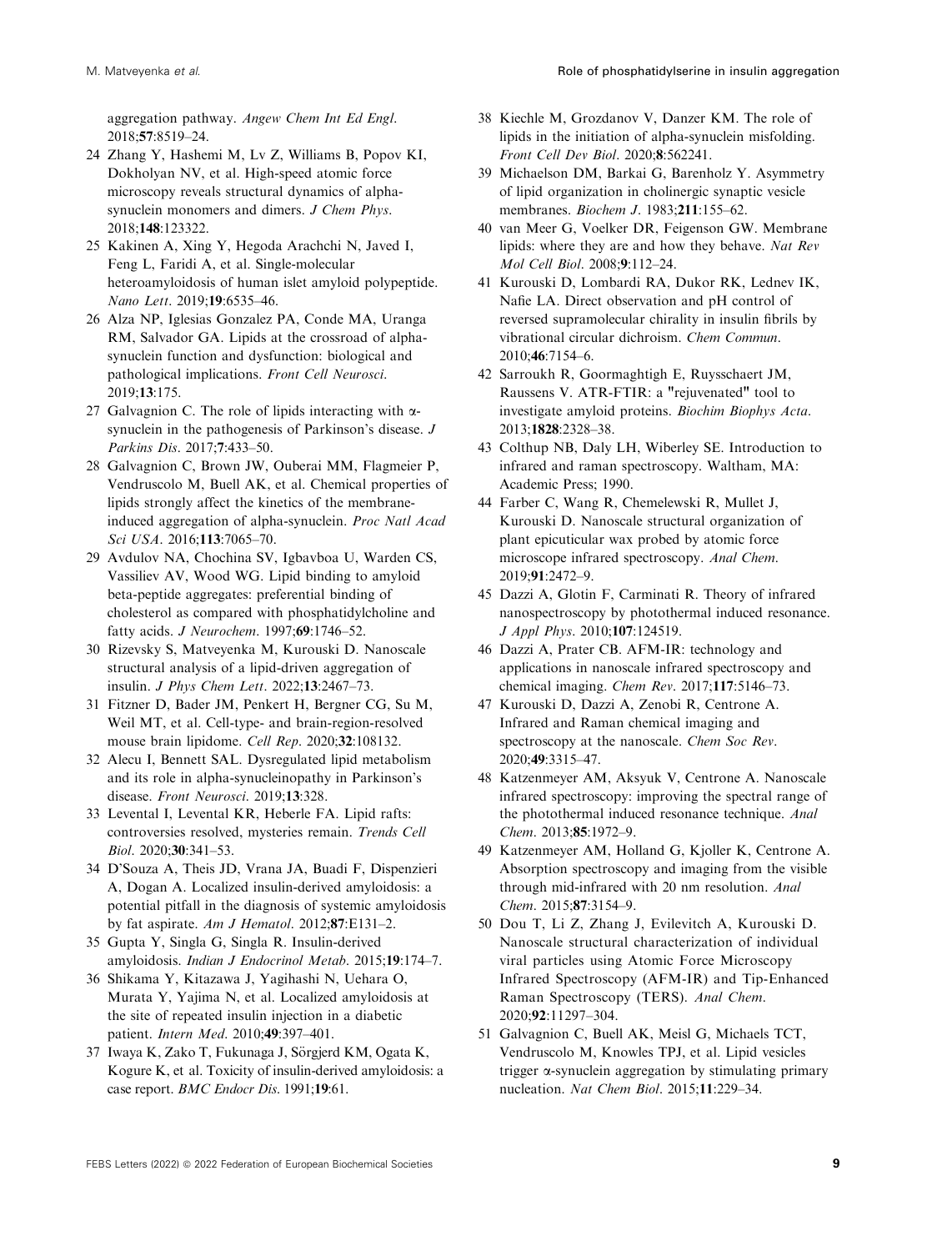aggregation pathway. *Angew Chem Int Ed Engl*. 2018;**57**:8519–24.

24 Zhang Y, Hashemi M, Lv Z, Williams B, Popov KI, Dokholyan NV, et al. High-speed atomic force microscopy reveals structural dynamics of alpha-synuclein monomers and dimers. *J Chem Phys*. 2018;**148**:123322.

25 Kakinen A, Xing Y, Hegoda Arachchi N, Javed I, Feng L, Faridi A, et al. Single-molecular heteroamyloidosis of human islet amyloid polypeptide. *Nano Lett*. 2019;**19**:6535–46.

26 Alza NP, Iglesias Gonzalez PA, Conde MA, Uranga RM, Salvador GA. Lipids at the crossroad of alpha-synuclein function and dysfunction: biological and pathological implications. *Front Cell Neurosci*. 2019;**13**:175.

27 Galvagnion C. The role of lipids interacting with α-synuclein in the pathogenesis of Parkinson's disease. *J Parkins Dis*. 2017;**7**:433–50.

28 Galvagnion C, Brown JW, Ouberai MM, Flagmeier P, Vendruscolo M, Buell AK, et al. Chemical properties of lipids strongly affect the kinetics of the membrane-induced aggregation of alpha-synuclein. *Proc Natl Acad Sci USA*. 2016;**113**:7065–70.

29 Avdulov NA, Chochina SV, Igbavboa U, Warden CS, Vassiliev AV, Wood WG. Lipid binding to amyloid beta-peptide aggregates: preferential binding of cholesterol as compared with phosphatidylcholine and fatty acids. *J Neurochem*. 1997;**69**:1746–52.

30 Rizevsky S, Matveyenka M, Kurouski D. Nanoscale structural analysis of a lipid-driven aggregation of insulin. *J Phys Chem Lett*. 2022;**13**:2467–73.

31 Fitzner D, Bader JM, Penkert H, Bergner CG, Su M, Weil MT, et al. Cell-type- and brain-region-resolved mouse brain lipidome. *Cell Rep*. 2020;**32**:108132.

32 Alecu I, Bennett SAL. Dysregulated lipid metabolism and its role in alpha-synucleinopathy in Parkinson's disease. *Front Neurosci*. 2019;**13**:328.

33 Levental I, Levental KR, Heberle FA. Lipid rafts: controversies resolved, mysteries remain. *Trends Cell Biol*. 2020;**30**:341–53.

34 D'Souza A, Theis JD, Vrana JA, Buadi F, Dispenzieri A, Dogan A. Localized insulin-derived amyloidosis: a potential pitfall in the diagnosis of systemic amyloidosis by fat aspirate. *Am J Hematol*. 2012;**87**:E131–2.

35 Gupta Y, Singla G, Singla R. Insulin-derived amyloidosis. *Indian J Endocrinol Metab*. 2015;**19**:174–7.

36 Shikama Y, Kitazawa J, Yagihashi N, Uehara O, Murata Y, Yajima N, et al. Localized amyloidosis at the site of repeated insulin injection in a diabetic patient. *Intern Med*. 2010;**49**:397–401.

37 Iwaya K, Zako T, Fukunaga J, Sörgjerd KM, Ogata K, Kogure K, et al. Toxicity of insulin-derived amyloidosis: a case report. *BMC Endocr Dis*. 1991;**19**:61.

38 Kiechle M, Grozdanov V, Danzer KM. The role of lipids in the initiation of alpha-synuclein misfolding. *Front Cell Dev Biol*. 2020;**8**:562241.

39 Michaelson DM, Barkai G, Barenholz Y. Asymmetry of lipid organization in cholinergic synaptic vesicle membranes. *Biochem J*. 1983;**211**:155–62.

40 van Meer G, Voelker DR, Feigenson GW. Membrane lipids: where they are and how they behave. *Nat Rev Mol Cell Biol*. 2008;**9**:112–24.

41 Kurouski D, Lombardi RA, Dukor RK, Lednev IK, Nafie LA. Direct observation and pH control of reversed supramolecular chirality in insulin fibrils by vibrational circular dichroism. *Chem Commun*. 2010;**46**:7154–6.

42 Sarroukh R, Goormaghtigh E, Ruysschaert JM, Raussens V. ATR-FTIR: a "rejuvenated" tool to investigate amyloid proteins. *Biochim Biophys Acta*. 2013;**1828**:2328–38.

43 Colthup NB, Daly LH, Wiberley SE. Introduction to infrared and raman spectroscopy. Waltham, MA: Academic Press; 1990.

44 Farber C, Wang R, Chemelewski R, Mullet J, Kurouski D. Nanoscale structural organization of plant epicuticular wax probed by atomic force microscope infrared spectroscopy. *Anal Chem*. 2019;**91**:2472–9.

45 Dazzi A, Glotin F, Carminati R. Theory of infrared nanospectroscopy by photothermal induced resonance. *J Appl Phys*. 2010;**107**:124519.

46 Dazzi A, Prater CB. AFM-IR: technology and applications in nanoscale infrared spectroscopy and chemical imaging. *Chem Rev*. 2017;**117**:5146–73.

47 Kurouski D, Dazzi A, Zenobi R, Centrone A. Infrared and Raman chemical imaging and spectroscopy at the nanoscale. *Chem Soc Rev*. 2020;**49**:3315–47.

48 Katzenmeyer AM, Aksyuk V, Centrone A. Nanoscale infrared spectroscopy: improving the spectral range of the photothermal induced resonance technique. *Anal Chem*. 2013;**85**:1972–9.

49 Katzenmeyer AM, Holland G, Kjoller K, Centrone A. Absorption spectroscopy and imaging from the visible through mid-infrared with 20 nm resolution. *Anal Chem*. 2015;**87**:3154–9.

50 Dou T, Li Z, Zhang J, Evilevitch A, Kurouski D. Nanoscale structural characterization of individual viral particles using Atomic Force Microscopy Infrared Spectroscopy (AFM-IR) and Tip-Enhanced Raman Spectroscopy (TERS). *Anal Chem*. 2020;**92**:11297–304.

51 Galvagnion C, Buell AK, Meisl G, Michaels TCT, Vendruscolo M, Knowles TPJ, et al. Lipid vesicles trigger α-synuclein aggregation by stimulating primary nucleation. *Nat Chem Biol*. 2015;**11**:229–34.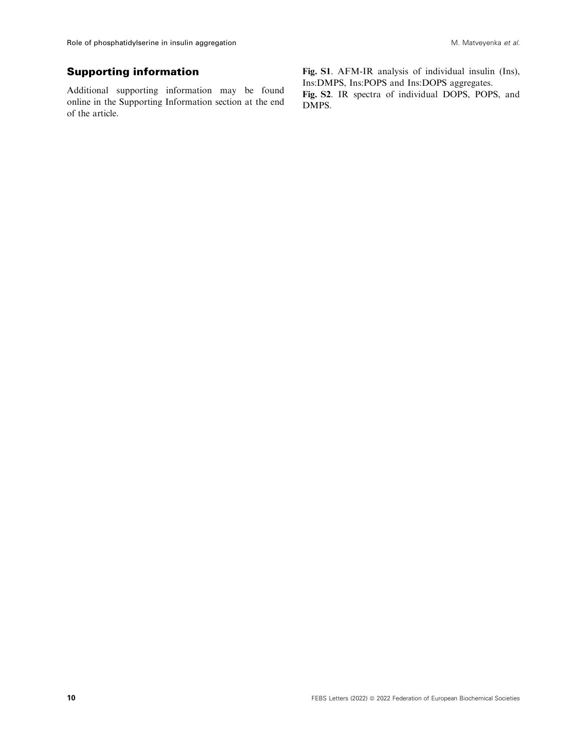## Supporting information

Additional supporting information may be found online in the Supporting Information section at the end of the article.

**Fig. S1**. AFM-IR analysis of individual insulin (Ins), Ins:DMPS, Ins:POPS and Ins:DOPS aggregates.

**Fig. S2**. IR spectra of individual DOPS, POPS, and DMPS.